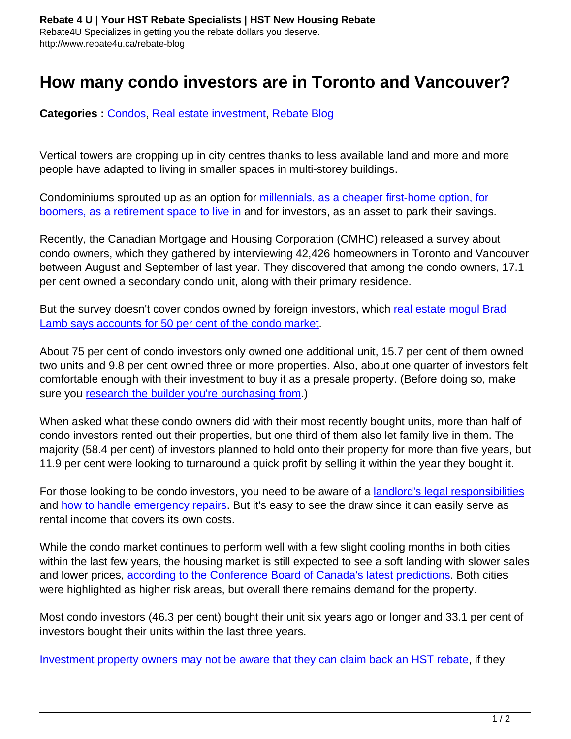# How many condo investors are in Toronto and Vancouver?

**Categories :** Condos, Real estate investment, Rebate Blog

Vertical towers are cropping up in city centres thanks to less available land and more and more people have adapted to living in smaller spaces in multi-storey buildings.

Condominiums sprouted up as an option for millennials, as a cheaper first-home option, for boomers, as a retirement space to live in and for investors, as an asset to park their savings.

Recently, the Canadian Mortgage and Housing Corporation (CMHC) released a survey about condo owners, which they gathered by interviewing 42,426 homeowners in Toronto and Vancouver between August and September of last year. They discovered that among the condo owners, 17.1 per cent owned a secondary condo unit, along with their primary residence.

But the survey doesn't cover condos owned by foreign investors, which real estate mogul Brad Lamb says accounts for 50 per cent of the condo market.

About 75 per cent of condo investors only owned one additional unit, 15.7 per cent of them owned two units and 9.8 per cent owned three or more properties. Also, about one quarter of investors felt comfortable enough with their investment to buy it as a presale property. (Before doing so, make sure you research the builder you're purchasing from.)

When asked what these condo owners did with their most recently bought units, more than half of condo investors rented out their properties, but one third of them also let family live in them. The majority (58.4 per cent) of investors planned to hold onto their property for more than five years, but 11.9 per cent were looking to turnaround a quick profit by selling it within the year they bought it.

For those looking to be condo investors, you need to be aware of a landlord's legal responsibilities and how to handle emergency repairs. But it's easy to see the draw since it can easily serve as rental income that covers its own costs.

While the condo market continues to perform well with a few slight cooling months in both cities within the last few years, the housing market is still expected to see a soft landing with slower sales and lower prices, according to the Conference Board of Canada's latest predictions. Both cities were highlighted as higher risk areas, but overall there remains demand for the property.

Most condo investors (46.3 per cent) bought their unit six years ago or longer and 33.1 per cent of investors bought their units within the last three years.

Investment property owners may not be aware that they can claim back an HST rebate, if they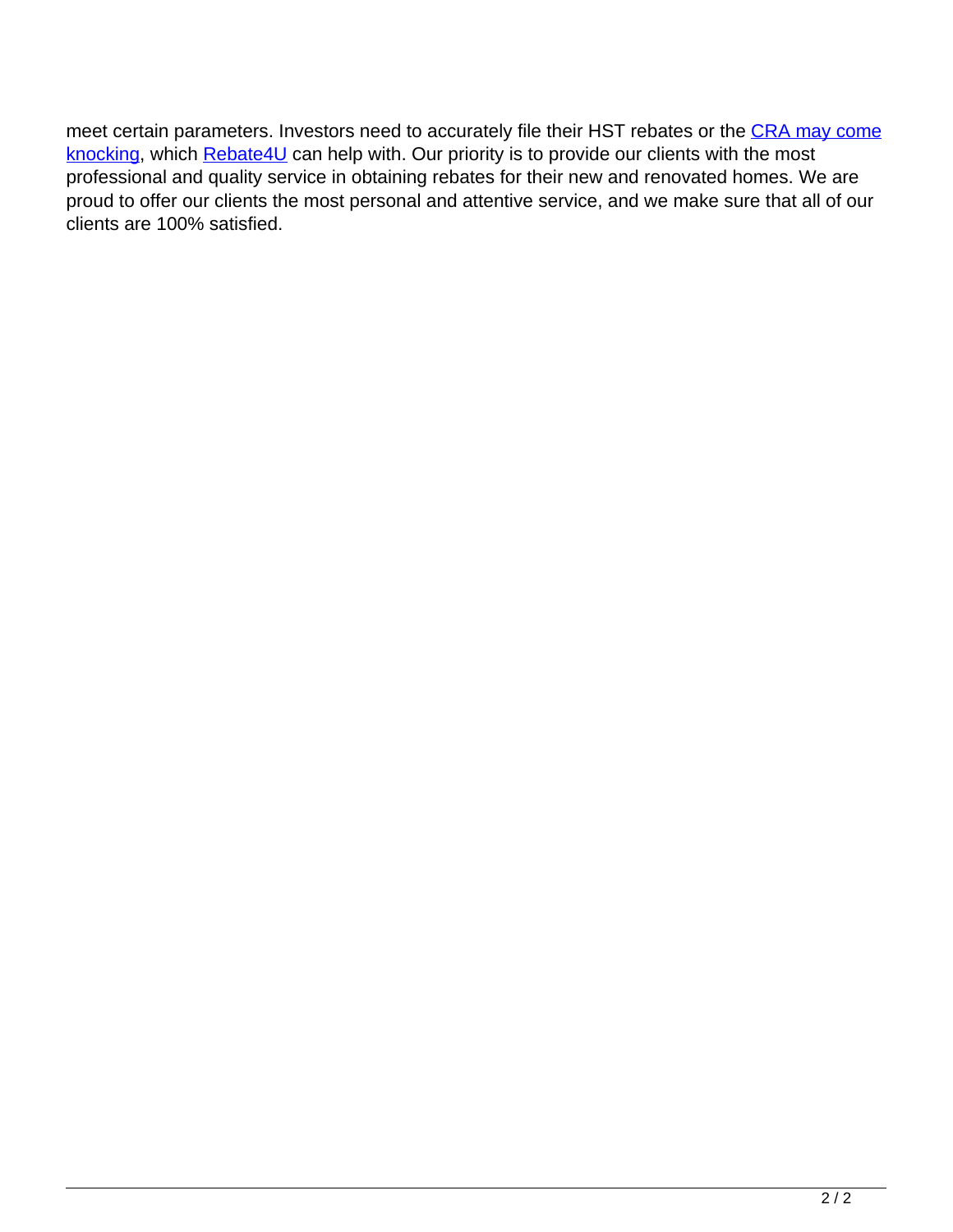meet certain parameters. Investors need to accurately file their HST rebates or the CRA may come knocking, which Rebate4U can help with. Our priority is to provide our clients with the most professional and quality service in obtaining rebates for their new and renovated homes. We are proud to offer our clients the most personal and attentive service, and we make sure that all of our clients are 100% satisfied.